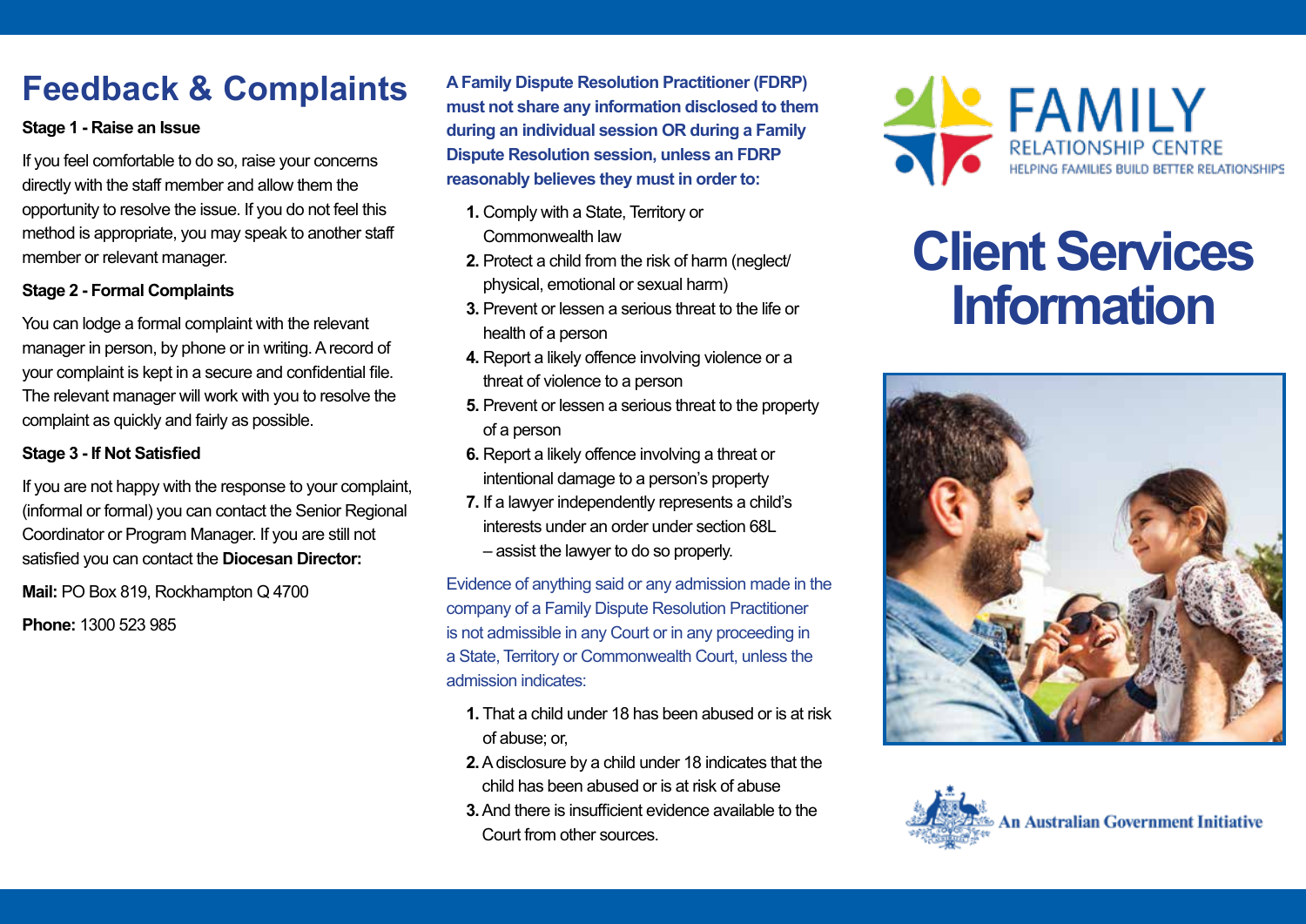# Feedback & Complaints

**Stage 1 - Raise an Issue**

If you feel comfortable to do so, raise your concerns directly with the staff member and allow them the opportunity to resolve the issue. If you do not feel this method is appropriate, you may speak to another staff member or relevant manager.

**Stage 2 - Formal Complaints**

You can lodge a formal complaint with the relevant manager in person, by phone or in writing. A record of your complaint is kept in a secure and confidential file. The relevant manager will work with you to resolve the complaint as quickly and fairly as possible.

**Stage 3 - If Not Satisfied**

If you are not happy with the response to your complaint, (informal or formal) you can contact the Senior Regional Coordinator or Program Manager. If you are still not satisfied you can contact the **Diocesan Director:**

**Mail:** PO Box 819, Rockhampton Q 4700

**Phone:** 1300 523 985

**A Family Dispute Resolution Practitioner (FDRP) must not share any information disclosed to them during an individual session OR during a Family Dispute Resolution session, unless an FDRP reasonably believes they must in order to:**

1. Comply with a State, Territory or Commonwealth law
2. Protect a child from the risk of harm (neglect/ physical, emotional or sexual harm)
3. Prevent or lessen a serious threat to the life or health of a person
4. Report a likely offence involving violence or a threat of violence to a person
5. Prevent or lessen a serious threat to the property of a person
6. Report a likely offence involving a threat or intentional damage to a person's property
7. If a lawyer independently represents a child's interests under an order under section 68L – assist the lawyer to do so properly.

Evidence of anything said or any admission made in the company of a Family Dispute Resolution Practitioner is not admissible in any Court or in any proceeding in a State, Territory or Commonwealth Court, unless the admission indicates:

1. That a child under 18 has been abused or is at risk of abuse; or,
2. A disclosure by a child under 18 indicates that the child has been abused or is at risk of abuse
3. And there is insufficient evidence available to the Court from other sources.

FAMILY RELATIONSHIP CENTRE
HELPING FAMILIES BUILD BETTER RELATIONSHIPS

# Client Services Information

An Australian Government Initiative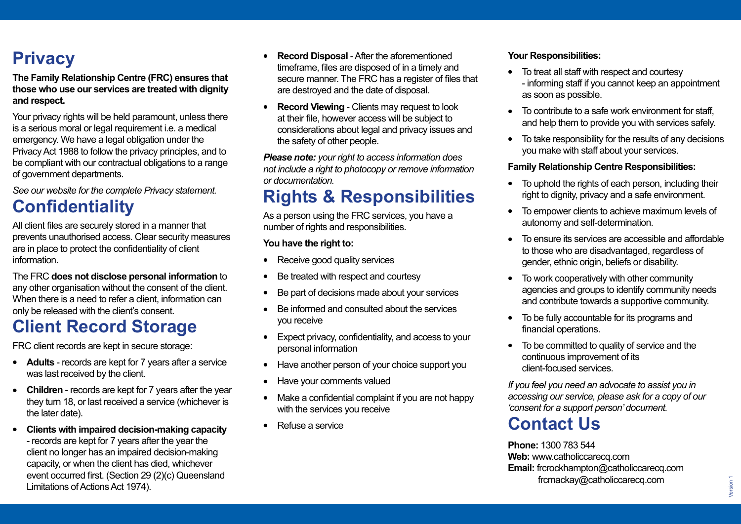# Privacy

**The Family Relationship Centre (FRC) ensures that those who use our services are treated with dignity and respect.**

Your privacy rights will be held paramount, unless there is a serious moral or legal requirement i.e. a medical emergency. We have a legal obligation under the Privacy Act 1988 to follow the privacy principles, and to be compliant with our contractual obligations to a range of government departments.

*See our website for the complete Privacy statement.*

# Confidentiality

All client files are securely stored in a manner that prevents unauthorised access. Clear security measures are in place to protect the confidentiality of client information.

The FRC **does not disclose personal information** to any other organisation without the consent of the client. When there is a need to refer a client, information can only be released with the client's consent.

# Client Record Storage

FRC client records are kept in secure storage:

- **Adults** - records are kept for 7 years after a service was last received by the client.
- **Children** - records are kept for 7 years after the year they turn 18, or last received a service (whichever is the later date).
- **Clients with impaired decision-making capacity** - records are kept for 7 years after the year the client no longer has an impaired decision-making capacity, or when the client has died, whichever event occurred first. (Section 29 (2)(c) Queensland Limitations of Actions Act 1974).
- **Record Disposal** - After the aforementioned timeframe, files are disposed of in a timely and secure manner. The FRC has a register of files that are destroyed and the date of disposal.
- **Record Viewing** - Clients may request to look at their file, however access will be subject to considerations about legal and privacy issues and the safety of other people.

***Please note:** your right to access information does not include a right to photocopy or remove information or documentation.*

# Rights & Responsibilities

As a person using the FRC services, you have a number of rights and responsibilities.

**You have the right to:**

- Receive good quality services
- Be treated with respect and courtesy
- Be part of decisions made about your services
- Be informed and consulted about the services you receive
- Expect privacy, confidentiality, and access to your personal information
- Have another person of your choice support you
- Have your comments valued
- Make a confidential complaint if you are not happy with the services you receive
- Refuse a service

**Your Responsibilities:**

- To treat all staff with respect and courtesy - informing staff if you cannot keep an appointment as soon as possible.
- To contribute to a safe work environment for staff, and help them to provide you with services safely.
- To take responsibility for the results of any decisions you make with staff about your services.

**Family Relationship Centre Responsibilities:**

- To uphold the rights of each person, including their right to dignity, privacy and a safe environment.
- To empower clients to achieve maximum levels of autonomy and self-determination.
- To ensure its services are accessible and affordable to those who are disadvantaged, regardless of gender, ethnic origin, beliefs or disability.
- To work cooperatively with other community agencies and groups to identify community needs and contribute towards a supportive community.
- To be fully accountable for its programs and financial operations.
- To be committed to quality of service and the continuous improvement of its client-focused services.

*If you feel you need an advocate to assist you in accessing our service, please ask for a copy of our 'consent for a support person' document.*

# Contact Us

**Phone:** 1300 783 544
**Web:** www.catholiccarecq.com
**Email:** frcrockhampton@catholiccarecq.com
frcmackay@catholiccarecq.com

Version 1